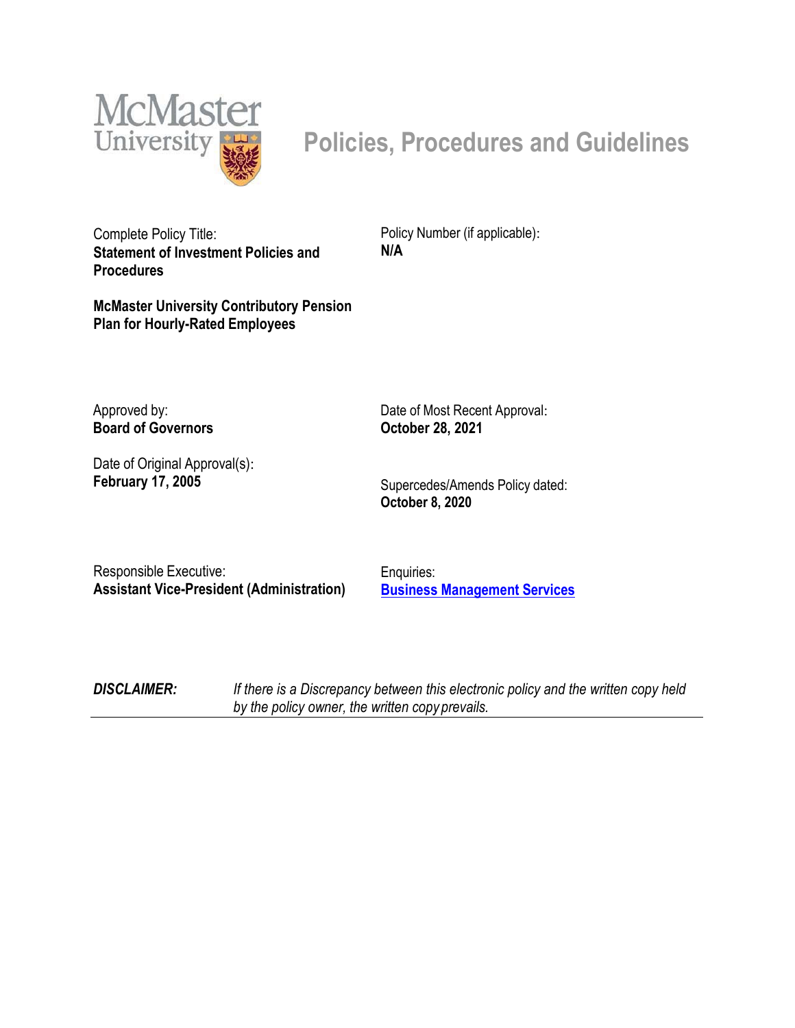McMaster University

# Policies, Procedures and Guidelines

Complete Policy Title:
**Statement of Investment Policies and Procedures**

**McMaster University Contributory Pension Plan for Hourly-Rated Employees**

Policy Number (if applicable):
**N/A**

Approved by:
**Board of Governors**

Date of Most Recent Approval:
**October 28, 2021**

Date of Original Approval(s):
**February 17, 2005**

Supercedes/Amends Policy dated:
**October 8, 2020**

Responsible Executive:
**Assistant Vice-President (Administration)**

Enquiries:
**Business Management Services**

***DISCLAIMER:*** *If there is a Discrepancy between this electronic policy and the written copy held by the policy owner, the written copy prevails.*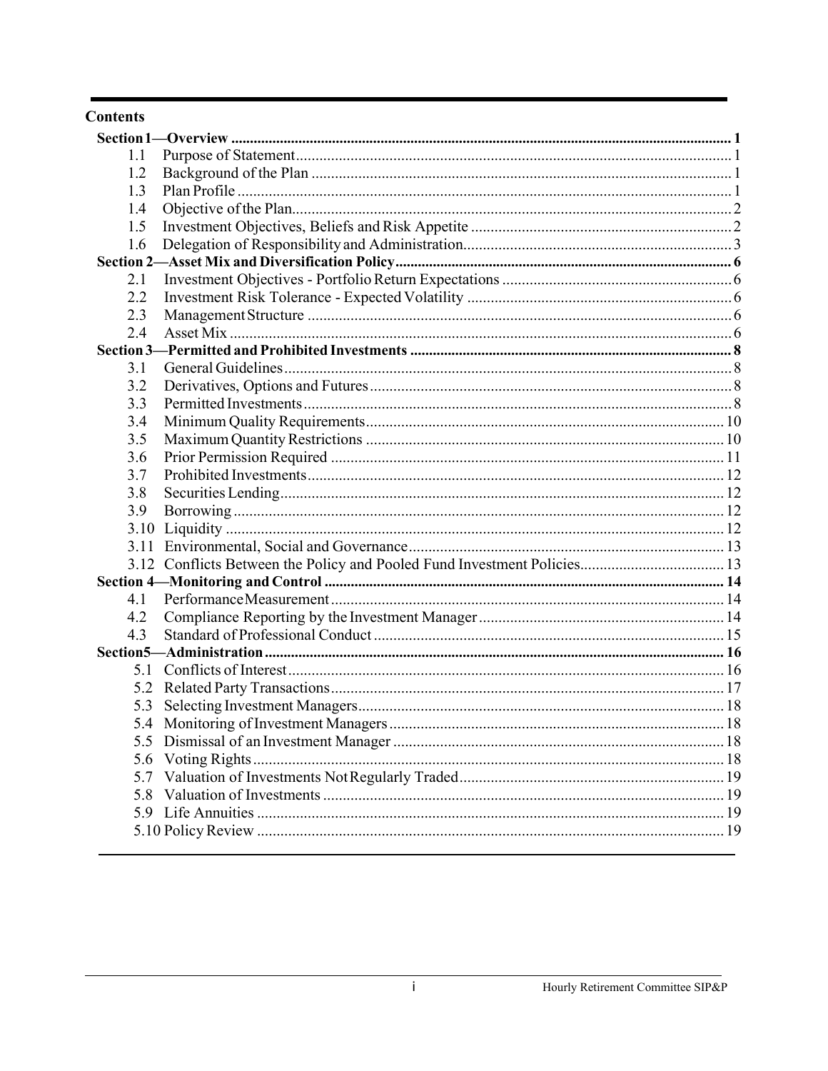## Contents

| | | |
|---|---|---|
| **Section 1—Overview** | | **1** |
| 1.1 | Purpose of Statement | 1 |
| 1.2 | Background of the Plan | 1 |
| 1.3 | Plan Profile | 1 |
| 1.4 | Objective of the Plan | 2 |
| 1.5 | Investment Objectives, Beliefs and Risk Appetite | 2 |
| 1.6 | Delegation of Responsibility and Administration | 3 |
| **Section 2—Asset Mix and Diversification Policy** | | **6** |
| 2.1 | Investment Objectives - Portfolio Return Expectations | 6 |
| 2.2 | Investment Risk Tolerance - Expected Volatility | 6 |
| 2.3 | Management Structure | 6 |
| 2.4 | Asset Mix | 6 |
| **Section 3—Permitted and Prohibited Investments** | | **8** |
| 3.1 | General Guidelines | 8 |
| 3.2 | Derivatives, Options and Futures | 8 |
| 3.3 | Permitted Investments | 8 |
| 3.4 | Minimum Quality Requirements | 10 |
| 3.5 | Maximum Quantity Restrictions | 10 |
| 3.6 | Prior Permission Required | 11 |
| 3.7 | Prohibited Investments | 12 |
| 3.8 | Securities Lending | 12 |
| 3.9 | Borrowing | 12 |
| 3.10 | Liquidity | 12 |
| 3.11 | Environmental, Social and Governance | 13 |
| 3.12 | Conflicts Between the Policy and Pooled Fund Investment Policies | 13 |
| **Section 4—Monitoring and Control** | | **14** |
| 4.1 | Performance Measurement | 14 |
| 4.2 | Compliance Reporting by the Investment Manager | 14 |
| 4.3 | Standard of Professional Conduct | 15 |
| **Section 5—Administration** | | **16** |
| 5.1 | Conflicts of Interest | 16 |
| 5.2 | Related Party Transactions | 17 |
| 5.3 | Selecting Investment Managers | 18 |
| 5.4 | Monitoring of Investment Managers | 18 |
| 5.5 | Dismissal of an Investment Manager | 18 |
| 5.6 | Voting Rights | 18 |
| 5.7 | Valuation of Investments Not Regularly Traded | 19 |
| 5.8 | Valuation of Investments | 19 |
| 5.9 | Life Annuities | 19 |
| 5.10 | Policy Review | 19 |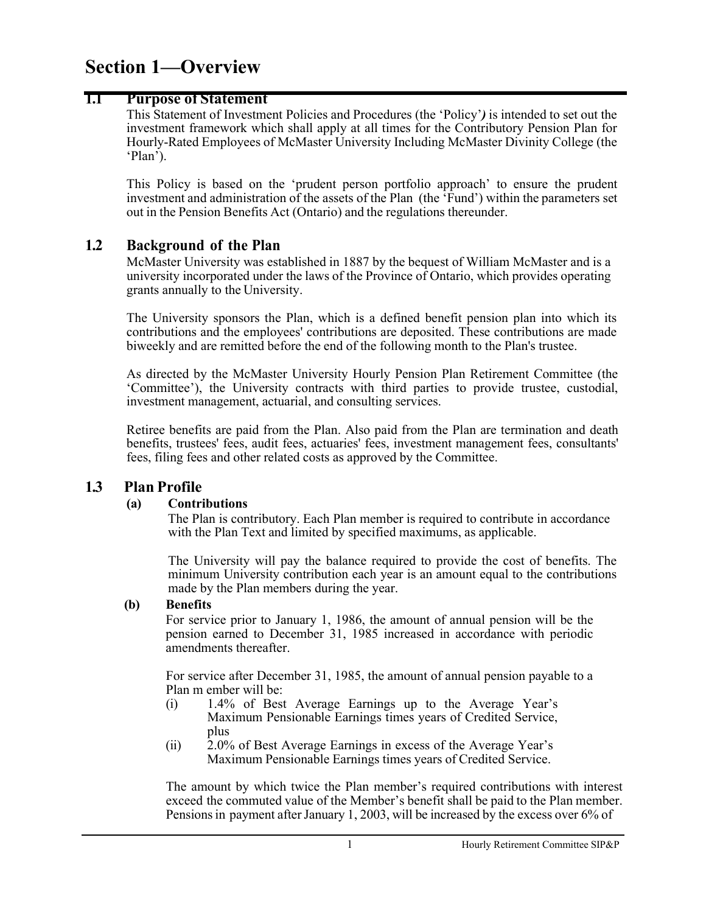# Section 1—Overview

## 1.1 Purpose of Statement

This Statement of Investment Policies and Procedures (the 'Policy'*)* is intended to set out the investment framework which shall apply at all times for the Contributory Pension Plan for Hourly-Rated Employees of McMaster University Including McMaster Divinity College (the 'Plan').

This Policy is based on the 'prudent person portfolio approach' to ensure the prudent investment and administration of the assets of the Plan (the 'Fund') within the parameters set out in the Pension Benefits Act (Ontario) and the regulations thereunder.

## 1.2 Background of the Plan

McMaster University was established in 1887 by the bequest of William McMaster and is a university incorporated under the laws of the Province of Ontario, which provides operating grants annually to the University.

The University sponsors the Plan, which is a defined benefit pension plan into which its contributions and the employees' contributions are deposited. These contributions are made biweekly and are remitted before the end of the following month to the Plan's trustee.

As directed by the McMaster University Hourly Pension Plan Retirement Committee (the 'Committee'), the University contracts with third parties to provide trustee, custodial, investment management, actuarial, and consulting services.

Retiree benefits are paid from the Plan. Also paid from the Plan are termination and death benefits, trustees' fees, audit fees, actuaries' fees, investment management fees, consultants' fees, filing fees and other related costs as approved by the Committee.

## 1.3 Plan Profile

**(a) Contributions**

The Plan is contributory. Each Plan member is required to contribute in accordance with the Plan Text and limited by specified maximums, as applicable.

The University will pay the balance required to provide the cost of benefits. The minimum University contribution each year is an amount equal to the contributions made by the Plan members during the year.

**(b) Benefits**

For service prior to January 1, 1986, the amount of annual pension will be the pension earned to December 31, 1985 increased in accordance with periodic amendments thereafter.

For service after December 31, 1985, the amount of annual pension payable to a Plan m ember will be:

(i) 1.4% of Best Average Earnings up to the Average Year's Maximum Pensionable Earnings times years of Credited Service, plus

(ii) 2.0% of Best Average Earnings in excess of the Average Year's Maximum Pensionable Earnings times years of Credited Service.

The amount by which twice the Plan member's required contributions with interest exceed the commuted value of the Member's benefit shall be paid to the Plan member. Pensions in payment after January 1, 2003, will be increased by the excess over 6% of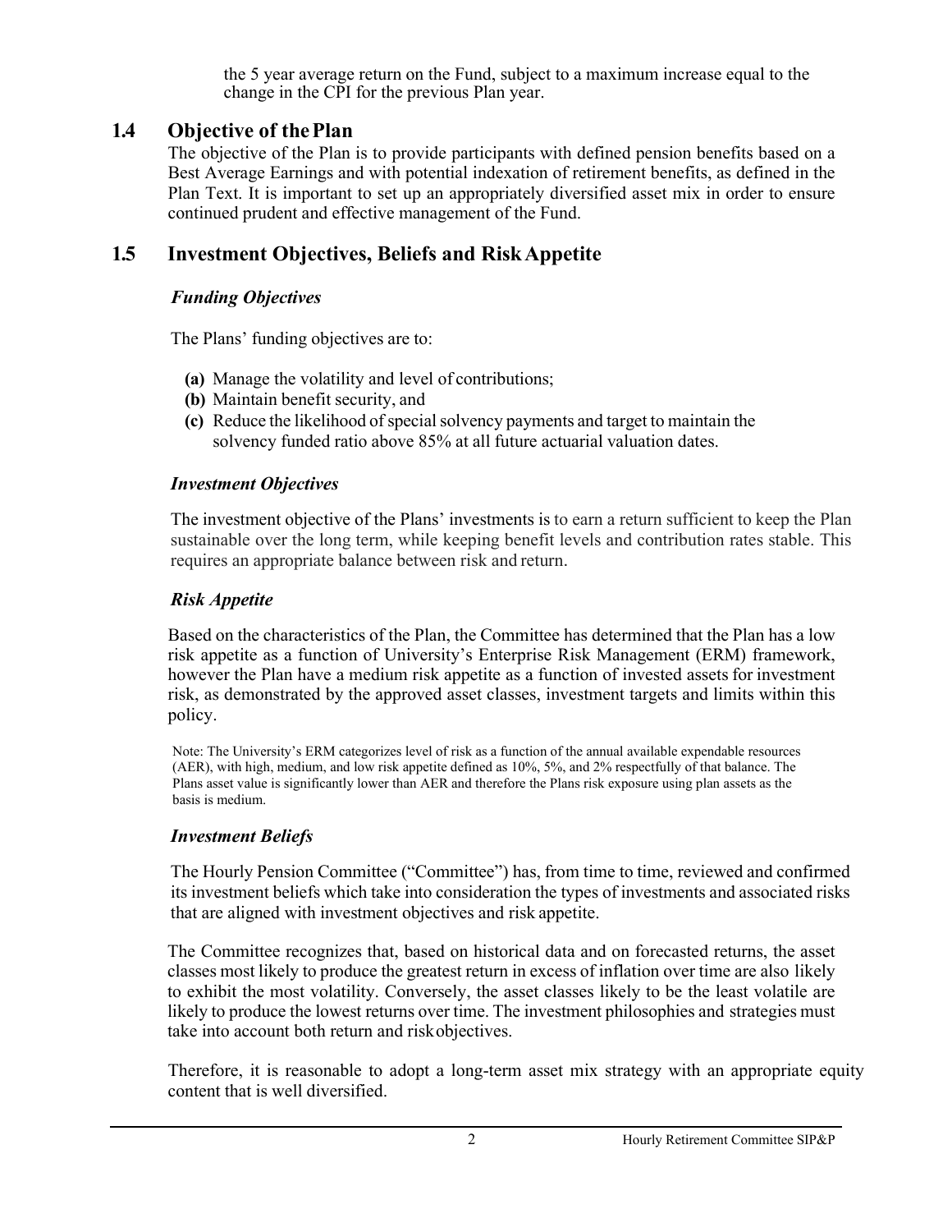the 5 year average return on the Fund, subject to a maximum increase equal to the change in the CPI for the previous Plan year.

## 1.4 Objective of the Plan

The objective of the Plan is to provide participants with defined pension benefits based on a Best Average Earnings and with potential indexation of retirement benefits, as defined in the Plan Text. It is important to set up an appropriately diversified asset mix in order to ensure continued prudent and effective management of the Fund.

## 1.5 Investment Objectives, Beliefs and Risk Appetite

### *Funding Objectives*

The Plans' funding objectives are to:

- **(a)** Manage the volatility and level of contributions;
- **(b)** Maintain benefit security, and
- **(c)** Reduce the likelihood of special solvency payments and target to maintain the solvency funded ratio above 85% at all future actuarial valuation dates.

### *Investment Objectives*

The investment objective of the Plans' investments is to earn a return sufficient to keep the Plan sustainable over the long term, while keeping benefit levels and contribution rates stable. This requires an appropriate balance between risk and return.

### *Risk Appetite*

Based on the characteristics of the Plan, the Committee has determined that the Plan has a low risk appetite as a function of University's Enterprise Risk Management (ERM) framework, however the Plan have a medium risk appetite as a function of invested assets for investment risk, as demonstrated by the approved asset classes, investment targets and limits within this policy.

Note: The University's ERM categorizes level of risk as a function of the annual available expendable resources (AER), with high, medium, and low risk appetite defined as 10%, 5%, and 2% respectfully of that balance. The Plans asset value is significantly lower than AER and therefore the Plans risk exposure using plan assets as the basis is medium.

### *Investment Beliefs*

The Hourly Pension Committee ("Committee") has, from time to time, reviewed and confirmed its investment beliefs which take into consideration the types of investments and associated risks that are aligned with investment objectives and risk appetite.

The Committee recognizes that, based on historical data and on forecasted returns, the asset classes most likely to produce the greatest return in excess of inflation over time are also likely to exhibit the most volatility. Conversely, the asset classes likely to be the least volatile are likely to produce the lowest returns over time. The investment philosophies and strategies must take into account both return and risk objectives.

Therefore, it is reasonable to adopt a long-term asset mix strategy with an appropriate equity content that is well diversified.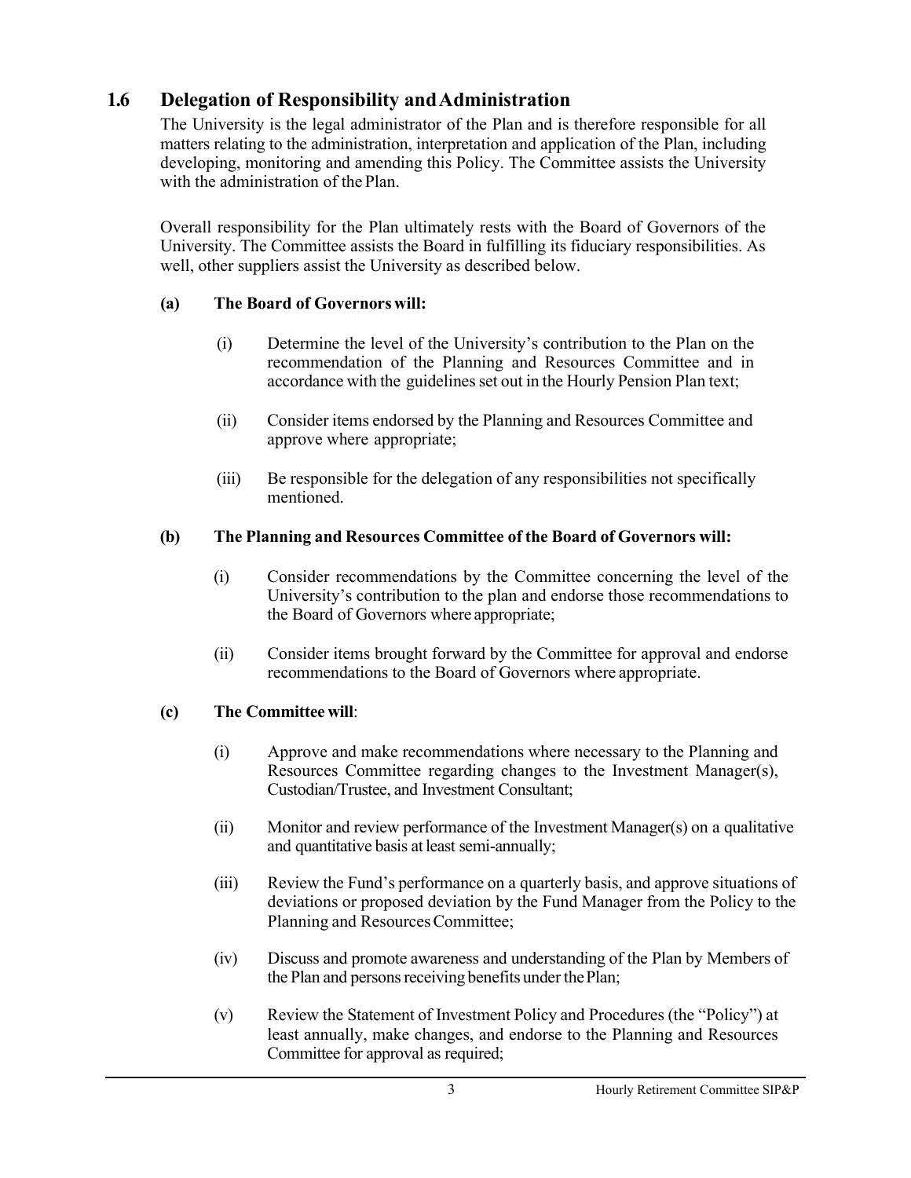## 1.6 Delegation of Responsibility and Administration

The University is the legal administrator of the Plan and is therefore responsible for all matters relating to the administration, interpretation and application of the Plan, including developing, monitoring and amending this Policy. The Committee assists the University with the administration of the Plan.

Overall responsibility for the Plan ultimately rests with the Board of Governors of the University. The Committee assists the Board in fulfilling its fiduciary responsibilities. As well, other suppliers assist the University as described below.

**(a) The Board of Governors will:**

(i) Determine the level of the University's contribution to the Plan on the recommendation of the Planning and Resources Committee and in accordance with the guidelines set out in the Hourly Pension Plan text;

(ii) Consider items endorsed by the Planning and Resources Committee and approve where appropriate;

(iii) Be responsible for the delegation of any responsibilities not specifically mentioned.

**(b) The Planning and Resources Committee of the Board of Governors will:**

(i) Consider recommendations by the Committee concerning the level of the University's contribution to the plan and endorse those recommendations to the Board of Governors where appropriate;

(ii) Consider items brought forward by the Committee for approval and endorse recommendations to the Board of Governors where appropriate.

**(c) The Committee will**:

(i) Approve and make recommendations where necessary to the Planning and Resources Committee regarding changes to the Investment Manager(s), Custodian/Trustee, and Investment Consultant;

(ii) Monitor and review performance of the Investment Manager(s) on a qualitative and quantitative basis at least semi-annually;

(iii) Review the Fund's performance on a quarterly basis, and approve situations of deviations or proposed deviation by the Fund Manager from the Policy to the Planning and Resources Committee;

(iv) Discuss and promote awareness and understanding of the Plan by Members of the Plan and persons receiving benefits under the Plan;

(v) Review the Statement of Investment Policy and Procedures (the "Policy") at least annually, make changes, and endorse to the Planning and Resources Committee for approval as required;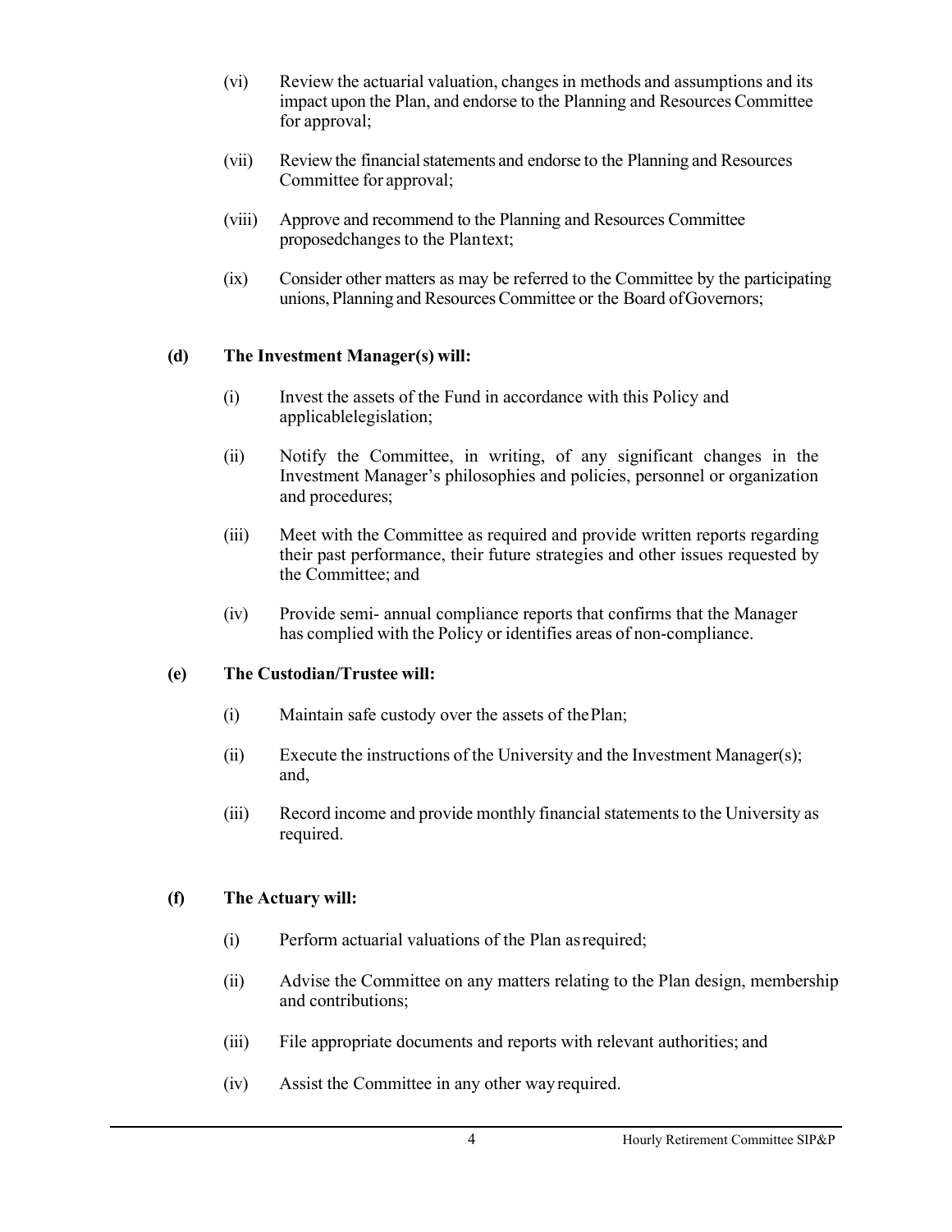(vi) Review the actuarial valuation, changes in methods and assumptions and its impact upon the Plan, and endorse to the Planning and Resources Committee for approval;

(vii) Review the financial statements and endorse to the Planning and Resources Committee for approval;

(viii) Approve and recommend to the Planning and Resources Committee proposedchanges to the Plantext;

(ix) Consider other matters as may be referred to the Committee by the participating unions, Planning and Resources Committee or the Board ofGovernors;

**(d) The Investment Manager(s) will:**

(i) Invest the assets of the Fund in accordance with this Policy and applicablelegislation;

(ii) Notify the Committee, in writing, of any significant changes in the Investment Manager's philosophies and policies, personnel or organization and procedures;

(iii) Meet with the Committee as required and provide written reports regarding their past performance, their future strategies and other issues requested by the Committee; and

(iv) Provide semi- annual compliance reports that confirms that the Manager has complied with the Policy or identifies areas of non-compliance.

**(e) The Custodian/Trustee will:**

(i) Maintain safe custody over the assets of thePlan;

(ii) Execute the instructions of the University and the Investment Manager(s); and,

(iii) Record income and provide monthly financial statements to the University as required.

**(f) The Actuary will:**

(i) Perform actuarial valuations of the Plan asrequired;

(ii) Advise the Committee on any matters relating to the Plan design, membership and contributions;

(iii) File appropriate documents and reports with relevant authorities; and

(iv) Assist the Committee in any other wayrequired.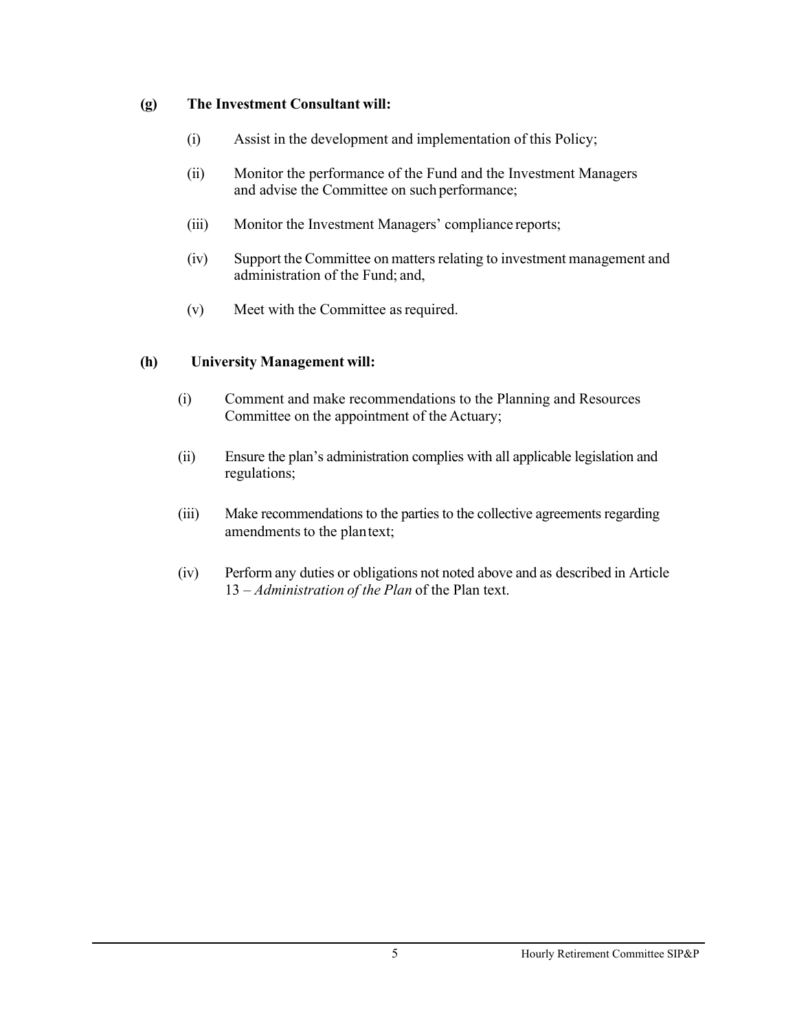**(g) The Investment Consultant will:**

(i) Assist in the development and implementation of this Policy;

(ii) Monitor the performance of the Fund and the Investment Managers and advise the Committee on such performance;

(iii) Monitor the Investment Managers' compliance reports;

(iv) Support the Committee on matters relating to investment management and administration of the Fund; and,

(v) Meet with the Committee as required.

**(h) University Management will:**

(i) Comment and make recommendations to the Planning and Resources Committee on the appointment of the Actuary;

(ii) Ensure the plan's administration complies with all applicable legislation and regulations;

(iii) Make recommendations to the parties to the collective agreements regarding amendments to the plan text;

(iv) Perform any duties or obligations not noted above and as described in Article 13 – *Administration of the Plan* of the Plan text.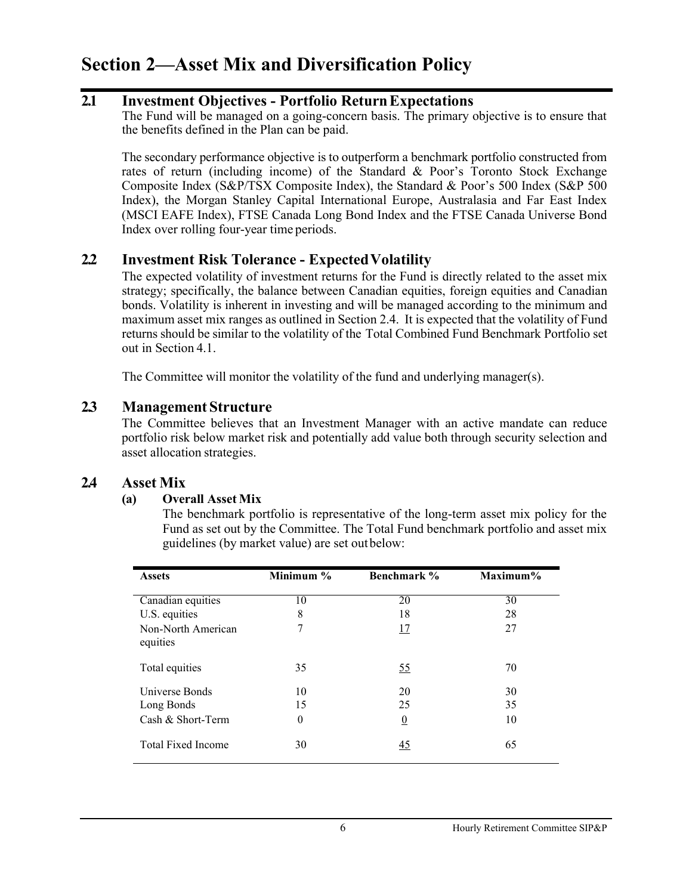# Section 2—Asset Mix and Diversification Policy

## 2.1 Investment Objectives - Portfolio Return Expectations

The Fund will be managed on a going-concern basis. The primary objective is to ensure that the benefits defined in the Plan can be paid.

The secondary performance objective is to outperform a benchmark portfolio constructed from rates of return (including income) of the Standard & Poor's Toronto Stock Exchange Composite Index (S&P/TSX Composite Index), the Standard & Poor's 500 Index (S&P 500 Index), the Morgan Stanley Capital International Europe, Australasia and Far East Index (MSCI EAFE Index), FTSE Canada Long Bond Index and the FTSE Canada Universe Bond Index over rolling four-year time periods.

## 2.2 Investment Risk Tolerance - Expected Volatility

The expected volatility of investment returns for the Fund is directly related to the asset mix strategy; specifically, the balance between Canadian equities, foreign equities and Canadian bonds. Volatility is inherent in investing and will be managed according to the minimum and maximum asset mix ranges as outlined in Section 2.4. It is expected that the volatility of Fund returns should be similar to the volatility of the Total Combined Fund Benchmark Portfolio set out in Section 4.1.

The Committee will monitor the volatility of the fund and underlying manager(s).

## 2.3 Management Structure

The Committee believes that an Investment Manager with an active mandate can reduce portfolio risk below market risk and potentially add value both through security selection and asset allocation strategies.

## 2.4 Asset Mix

### (a) Overall Asset Mix

The benchmark portfolio is representative of the long-term asset mix policy for the Fund as set out by the Committee. The Total Fund benchmark portfolio and asset mix guidelines (by market value) are set out below:

| Assets | Minimum % | Benchmark % | Maximum% |
|---|---|---|---|
| Canadian equities | 10 | 20 | 30 |
| U.S. equities | 8 | 18 | 28 |
| Non-North American equities | 7 | 17 | 27 |
| Total equities | 35 | 55 | 70 |
| Universe Bonds | 10 | 20 | 30 |
| Long Bonds | 15 | 25 | 35 |
| Cash & Short-Term | 0 | 0 | 10 |
| Total Fixed Income | 30 | 45 | 65 |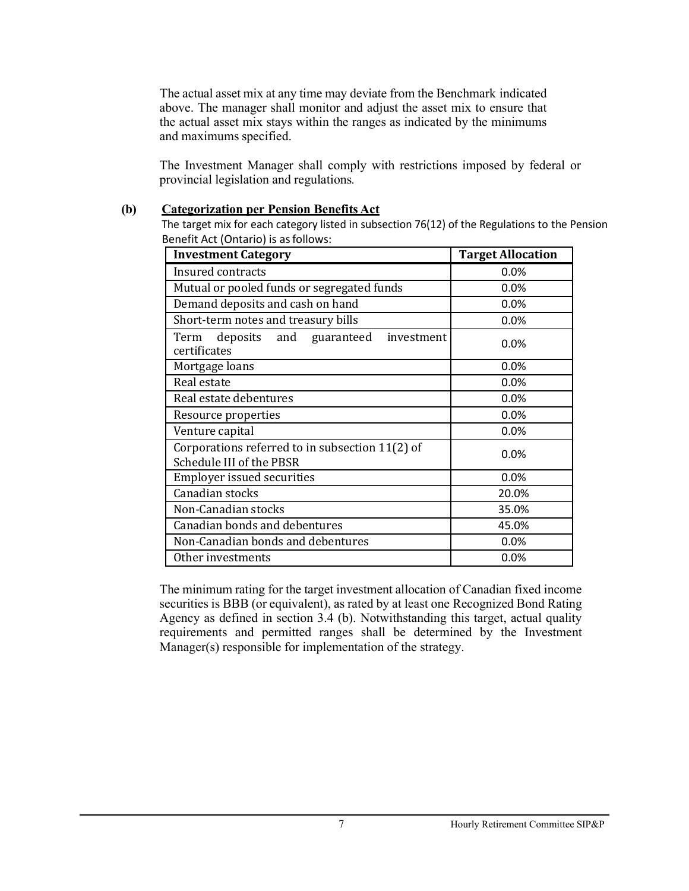The actual asset mix at any time may deviate from the Benchmark indicated above. The manager shall monitor and adjust the asset mix to ensure that the actual asset mix stays within the ranges as indicated by the minimums and maximums specified.

The Investment Manager shall comply with restrictions imposed by federal or provincial legislation and regulations.

**(b) Categorization per Pension Benefits Act**

The target mix for each category listed in subsection 76(12) of the Regulations to the Pension Benefit Act (Ontario) is as follows:

| Investment Category | Target Allocation |
|---|---|
| Insured contracts | 0.0% |
| Mutual or pooled funds or segregated funds | 0.0% |
| Demand deposits and cash on hand | 0.0% |
| Short-term notes and treasury bills | 0.0% |
| Term deposits and guaranteed investment certificates | 0.0% |
| Mortgage loans | 0.0% |
| Real estate | 0.0% |
| Real estate debentures | 0.0% |
| Resource properties | 0.0% |
| Venture capital | 0.0% |
| Corporations referred to in subsection 11(2) of Schedule III of the PBSR | 0.0% |
| Employer issued securities | 0.0% |
| Canadian stocks | 20.0% |
| Non-Canadian stocks | 35.0% |
| Canadian bonds and debentures | 45.0% |
| Non-Canadian bonds and debentures | 0.0% |
| Other investments | 0.0% |

The minimum rating for the target investment allocation of Canadian fixed income securities is BBB (or equivalent), as rated by at least one Recognized Bond Rating Agency as defined in section 3.4 (b). Notwithstanding this target, actual quality requirements and permitted ranges shall be determined by the Investment Manager(s) responsible for implementation of the strategy.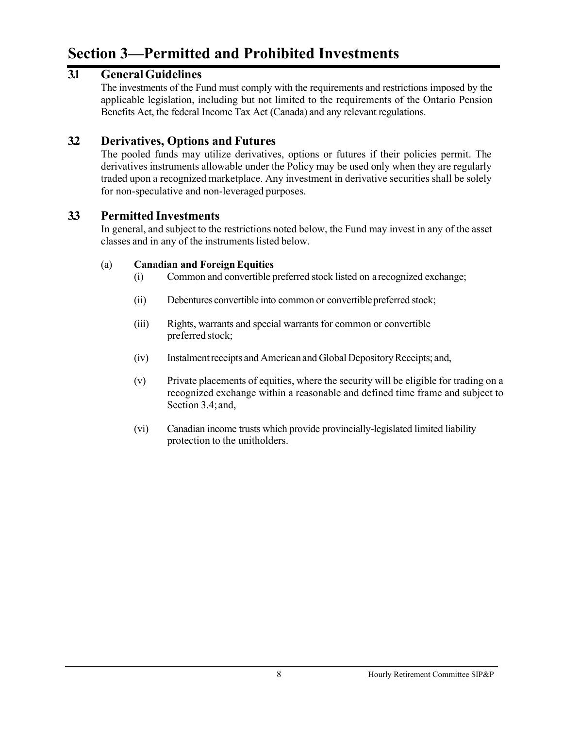# Section 3—Permitted and Prohibited Investments

## 3.1 General Guidelines

The investments of the Fund must comply with the requirements and restrictions imposed by the applicable legislation, including but not limited to the requirements of the Ontario Pension Benefits Act, the federal Income Tax Act (Canada) and any relevant regulations.

## 3.2 Derivatives, Options and Futures

The pooled funds may utilize derivatives, options or futures if their policies permit. The derivatives instruments allowable under the Policy may be used only when they are regularly traded upon a recognized marketplace. Any investment in derivative securities shall be solely for non-speculative and non-leveraged purposes.

## 3.3 Permitted Investments

In general, and subject to the restrictions noted below, the Fund may invest in any of the asset classes and in any of the instruments listed below.

(a) **Canadian and Foreign Equities**

- (i) Common and convertible preferred stock listed on a recognized exchange;
- (ii) Debentures convertible into common or convertible preferred stock;
- (iii) Rights, warrants and special warrants for common or convertible preferred stock;
- (iv) Instalment receipts and American and Global Depository Receipts; and,
- (v) Private placements of equities, where the security will be eligible for trading on a recognized exchange within a reasonable and defined time frame and subject to Section 3.4; and,
- (vi) Canadian income trusts which provide provincially-legislated limited liability protection to the unitholders.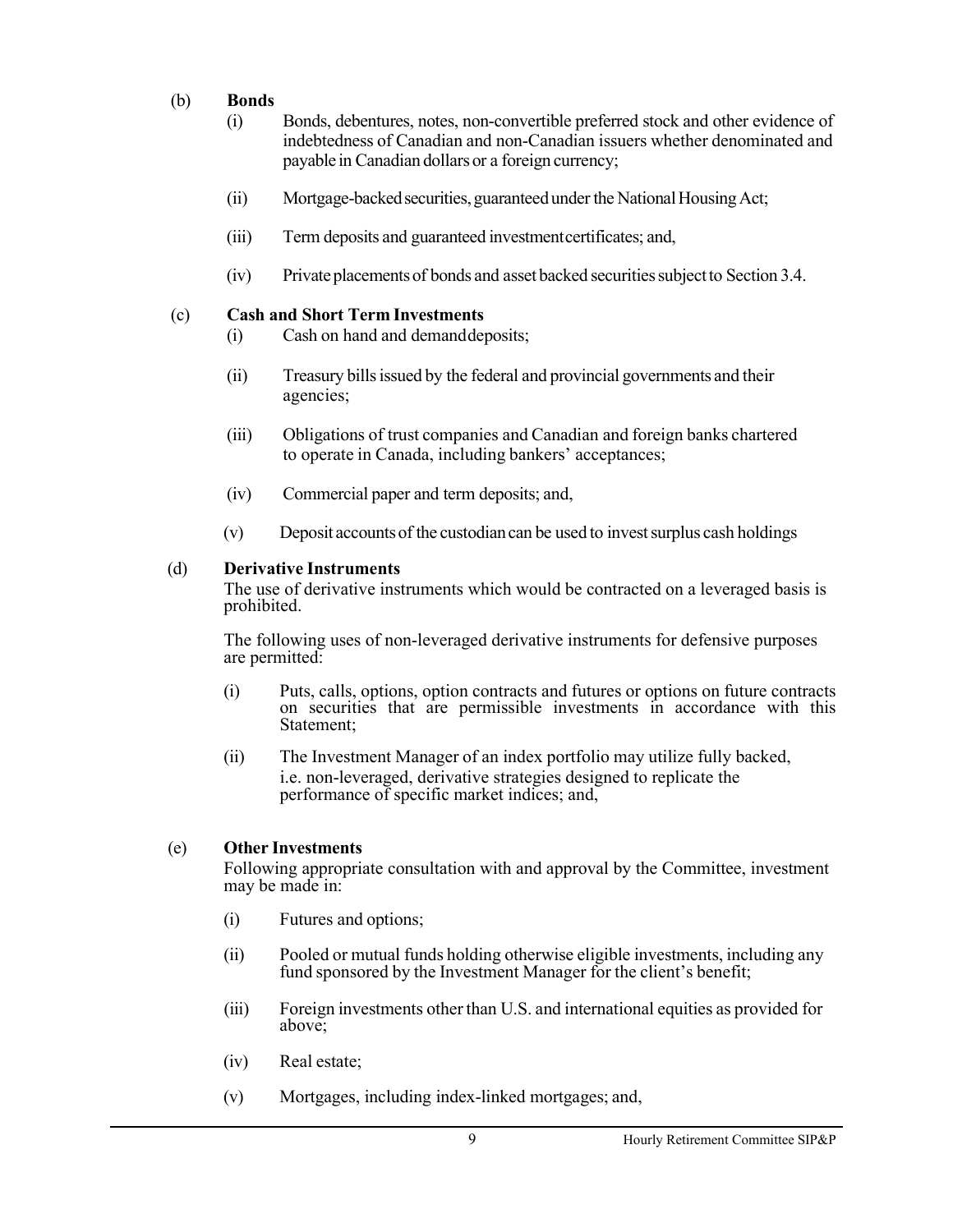(b) **Bonds**

(i) Bonds, debentures, notes, non-convertible preferred stock and other evidence of indebtedness of Canadian and non-Canadian issuers whether denominated and payable in Canadian dollars or a foreign currency;

(ii) Mortgage-backed securities, guaranteed under the National Housing Act;

(iii) Term deposits and guaranteed investmentcertificates; and,

(iv) Private placements of bonds and asset backed securities subject to Section 3.4.

(c) **Cash and Short Term Investments**

(i) Cash on hand and demanddeposits;

(ii) Treasury bills issued by the federal and provincial governments and their agencies;

(iii) Obligations of trust companies and Canadian and foreign banks chartered to operate in Canada, including bankers' acceptances;

(iv) Commercial paper and term deposits; and,

(v) Deposit accounts of the custodian can be used to invest surplus cash holdings

(d) **Derivative Instruments**

The use of derivative instruments which would be contracted on a leveraged basis is prohibited.

The following uses of non-leveraged derivative instruments for defensive purposes are permitted:

(i) Puts, calls, options, option contracts and futures or options on future contracts on securities that are permissible investments in accordance with this Statement;

(ii) The Investment Manager of an index portfolio may utilize fully backed, i.e. non-leveraged, derivative strategies designed to replicate the performance of specific market indices; and,

(e) **Other Investments**

Following appropriate consultation with and approval by the Committee, investment may be made in:

(i) Futures and options;

(ii) Pooled or mutual funds holding otherwise eligible investments, including any fund sponsored by the Investment Manager for the client's benefit;

(iii) Foreign investments other than U.S. and international equities as provided for above;

(iv) Real estate;

(v) Mortgages, including index-linked mortgages; and,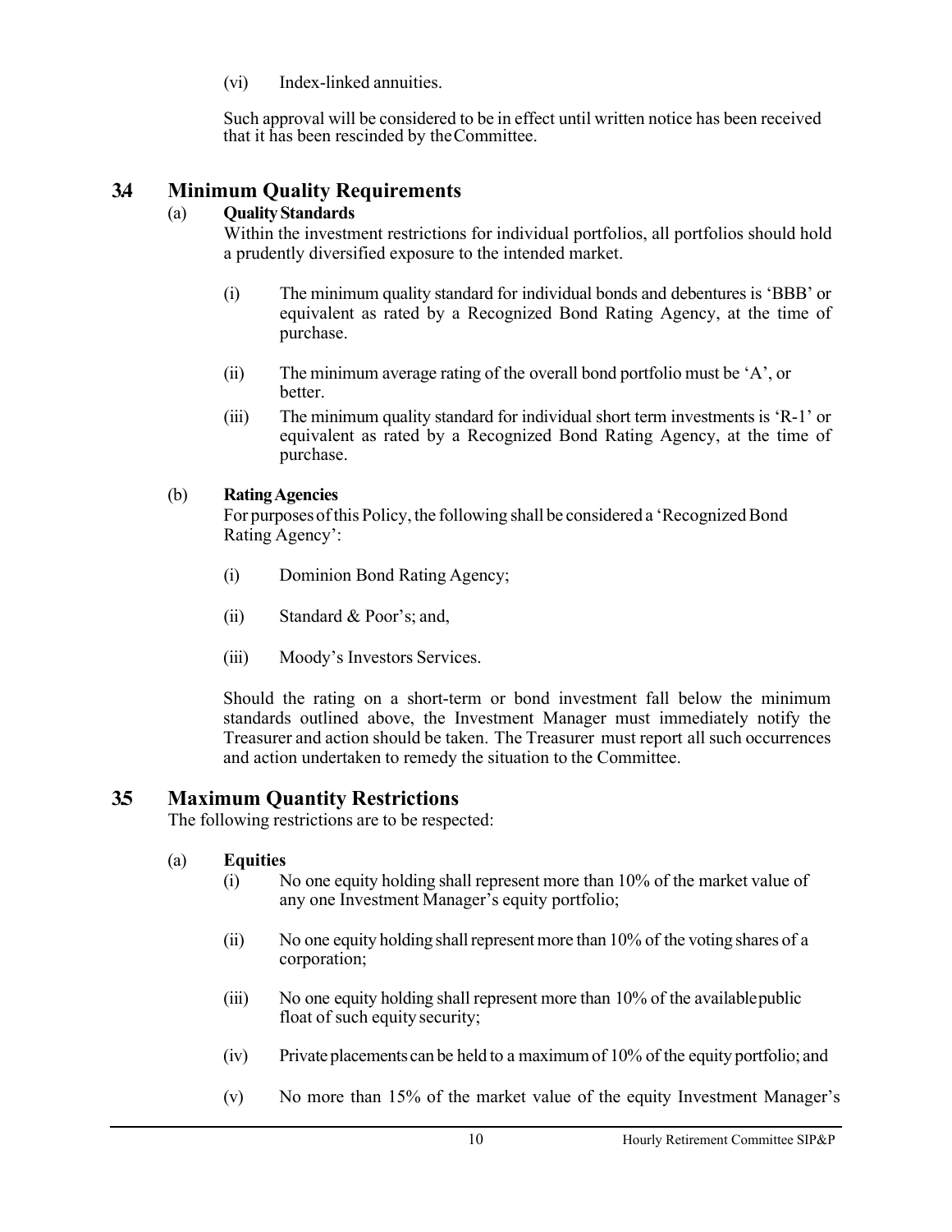(vi) Index-linked annuities.

Such approval will be considered to be in effect until written notice has been received that it has been rescinded by the Committee.

## 3.4 Minimum Quality Requirements

(a) **Quality Standards**

Within the investment restrictions for individual portfolios, all portfolios should hold a prudently diversified exposure to the intended market.

(i) The minimum quality standard for individual bonds and debentures is 'BBB' or equivalent as rated by a Recognized Bond Rating Agency, at the time of purchase.

(ii) The minimum average rating of the overall bond portfolio must be 'A', or better.

(iii) The minimum quality standard for individual short term investments is 'R-1' or equivalent as rated by a Recognized Bond Rating Agency, at the time of purchase.

(b) **Rating Agencies**

For purposes of this Policy, the following shall be considered a 'Recognized Bond Rating Agency':

(i) Dominion Bond Rating Agency;

(ii) Standard & Poor's; and,

(iii) Moody's Investors Services.

Should the rating on a short-term or bond investment fall below the minimum standards outlined above, the Investment Manager must immediately notify the Treasurer and action should be taken. The Treasurer must report all such occurrences and action undertaken to remedy the situation to the Committee.

## 3.5 Maximum Quantity Restrictions

The following restrictions are to be respected:

(a) **Equities**

(i) No one equity holding shall represent more than 10% of the market value of any one Investment Manager's equity portfolio;

(ii) No one equity holding shall represent more than 10% of the voting shares of a corporation;

(iii) No one equity holding shall represent more than 10% of the available public float of such equity security;

(iv) Private placements can be held to a maximum of 10% of the equity portfolio; and

(v) No more than 15% of the market value of the equity Investment Manager's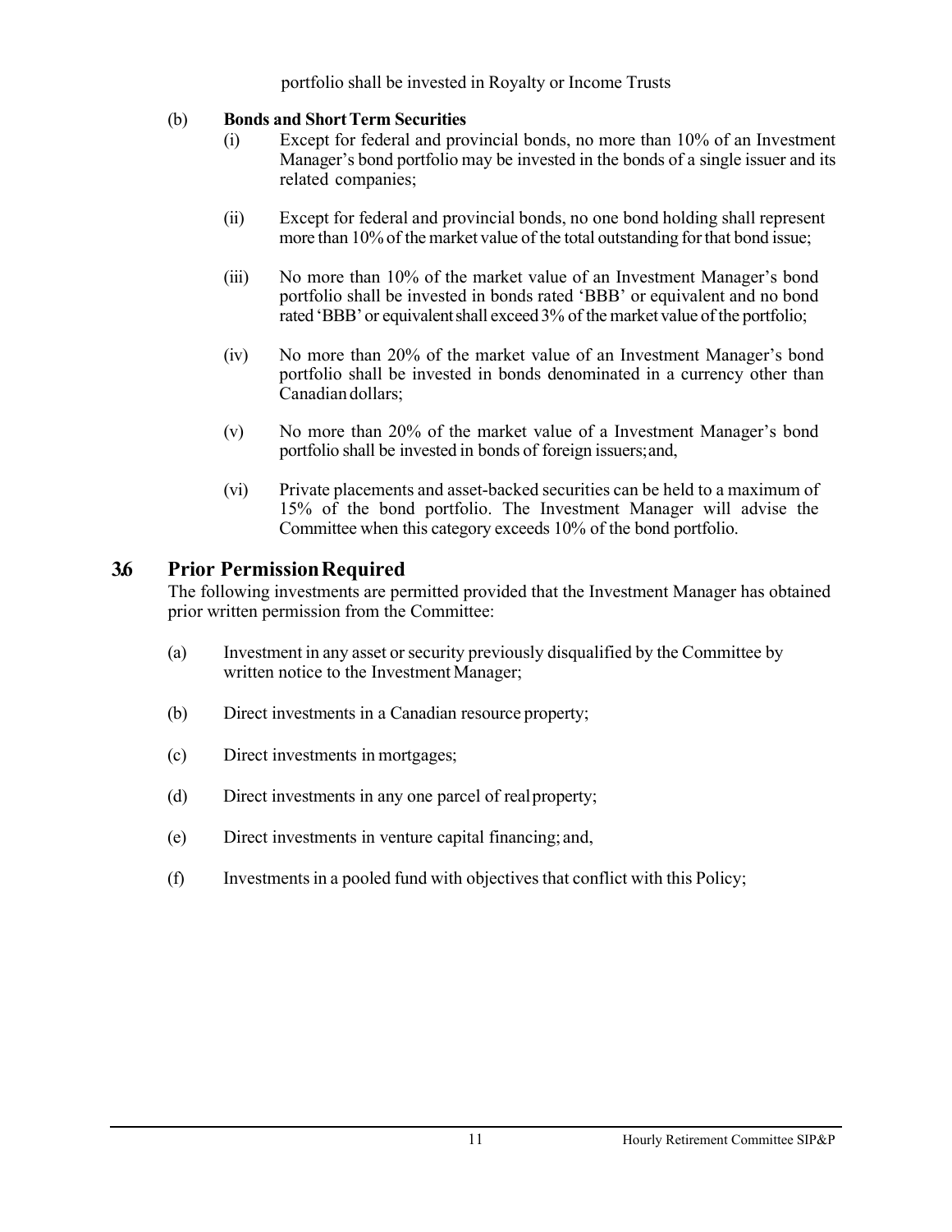portfolio shall be invested in Royalty or Income Trusts

(b) **Bonds and Short Term Securities**

(i) Except for federal and provincial bonds, no more than 10% of an Investment Manager's bond portfolio may be invested in the bonds of a single issuer and its related companies;

(ii) Except for federal and provincial bonds, no one bond holding shall represent more than 10% of the market value of the total outstanding for that bond issue;

(iii) No more than 10% of the market value of an Investment Manager's bond portfolio shall be invested in bonds rated 'BBB' or equivalent and no bond rated 'BBB' or equivalent shall exceed 3% of the market value of the portfolio;

(iv) No more than 20% of the market value of an Investment Manager's bond portfolio shall be invested in bonds denominated in a currency other than Canadian dollars;

(v) No more than 20% of the market value of a Investment Manager's bond portfolio shall be invested in bonds of foreign issuers; and,

(vi) Private placements and asset-backed securities can be held to a maximum of 15% of the bond portfolio. The Investment Manager will advise the Committee when this category exceeds 10% of the bond portfolio.

## 3.6 Prior Permission Required

The following investments are permitted provided that the Investment Manager has obtained prior written permission from the Committee:

(a) Investment in any asset or security previously disqualified by the Committee by written notice to the Investment Manager;

(b) Direct investments in a Canadian resource property;

(c) Direct investments in mortgages;

(d) Direct investments in any one parcel of real property;

(e) Direct investments in venture capital financing; and,

(f) Investments in a pooled fund with objectives that conflict with this Policy;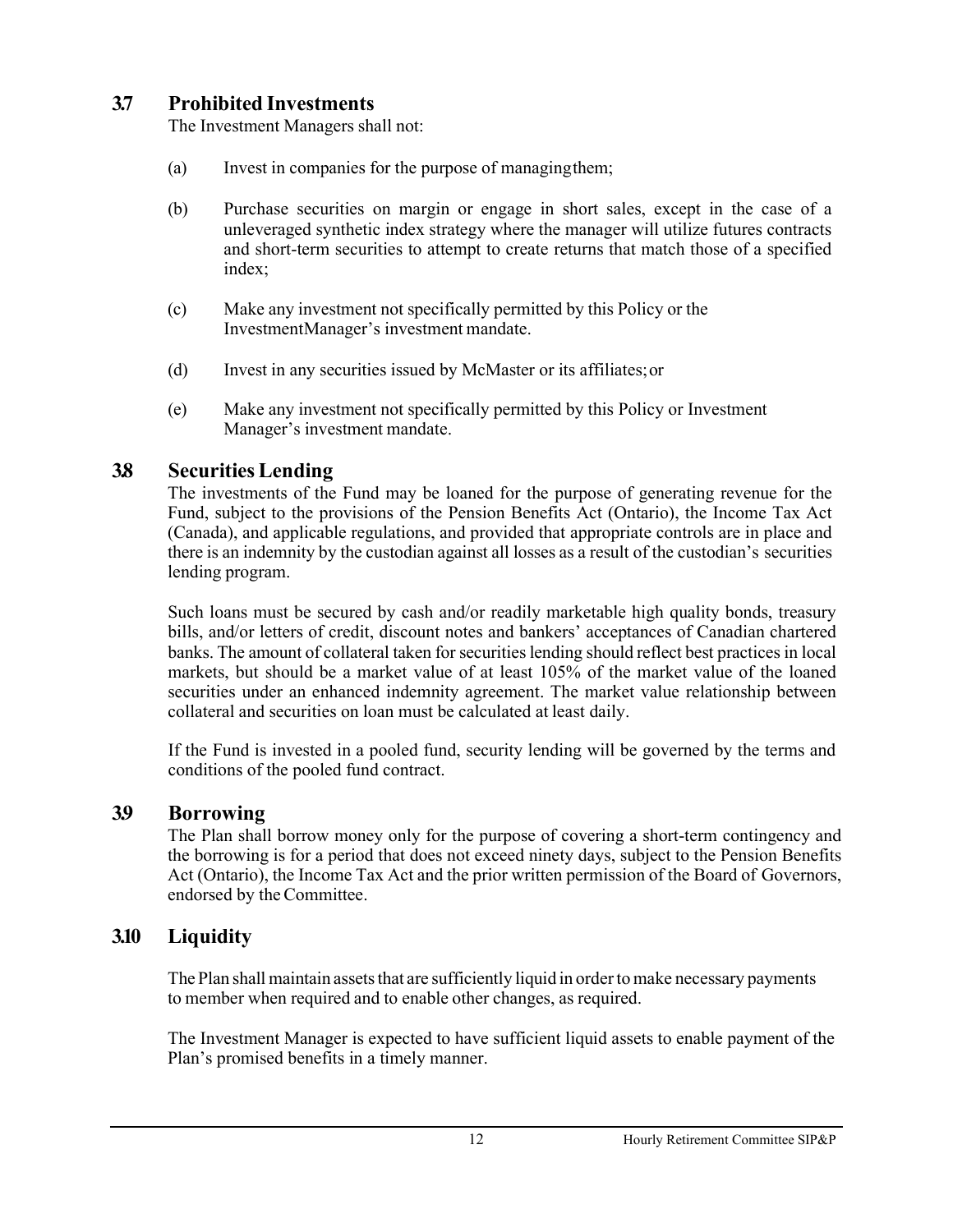## 3.7 Prohibited Investments

The Investment Managers shall not:

(a) Invest in companies for the purpose of managing them;

(b) Purchase securities on margin or engage in short sales, except in the case of a unleveraged synthetic index strategy where the manager will utilize futures contracts and short-term securities to attempt to create returns that match those of a specified index;

(c) Make any investment not specifically permitted by this Policy or the Investment Manager's investment mandate.

(d) Invest in any securities issued by McMaster or its affiliates; or

(e) Make any investment not specifically permitted by this Policy or Investment Manager's investment mandate.

## 3.8 Securities Lending

The investments of the Fund may be loaned for the purpose of generating revenue for the Fund, subject to the provisions of the Pension Benefits Act (Ontario), the Income Tax Act (Canada), and applicable regulations, and provided that appropriate controls are in place and there is an indemnity by the custodian against all losses as a result of the custodian's securities lending program.

Such loans must be secured by cash and/or readily marketable high quality bonds, treasury bills, and/or letters of credit, discount notes and bankers' acceptances of Canadian chartered banks. The amount of collateral taken for securities lending should reflect best practices in local markets, but should be a market value of at least 105% of the market value of the loaned securities under an enhanced indemnity agreement. The market value relationship between collateral and securities on loan must be calculated at least daily.

If the Fund is invested in a pooled fund, security lending will be governed by the terms and conditions of the pooled fund contract.

## 3.9 Borrowing

The Plan shall borrow money only for the purpose of covering a short-term contingency and the borrowing is for a period that does not exceed ninety days, subject to the Pension Benefits Act (Ontario), the Income Tax Act and the prior written permission of the Board of Governors, endorsed by the Committee.

## 3.10 Liquidity

The Plan shall maintain assets that are sufficiently liquid in order to make necessary payments to member when required and to enable other changes, as required.

The Investment Manager is expected to have sufficient liquid assets to enable payment of the Plan's promised benefits in a timely manner.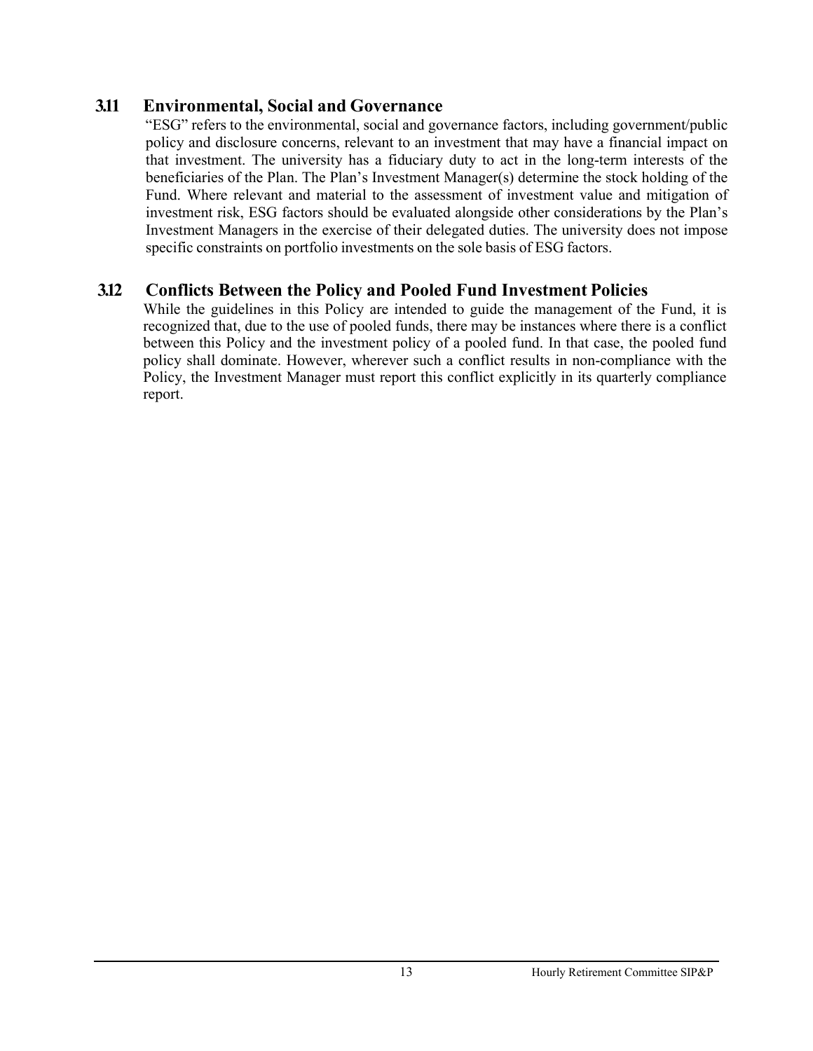### 3.11 Environmental, Social and Governance

"ESG" refers to the environmental, social and governance factors, including government/public policy and disclosure concerns, relevant to an investment that may have a financial impact on that investment. The university has a fiduciary duty to act in the long-term interests of the beneficiaries of the Plan. The Plan's Investment Manager(s) determine the stock holding of the Fund. Where relevant and material to the assessment of investment value and mitigation of investment risk, ESG factors should be evaluated alongside other considerations by the Plan's Investment Managers in the exercise of their delegated duties. The university does not impose specific constraints on portfolio investments on the sole basis of ESG factors.

### 3.12 Conflicts Between the Policy and Pooled Fund Investment Policies

While the guidelines in this Policy are intended to guide the management of the Fund, it is recognized that, due to the use of pooled funds, there may be instances where there is a conflict between this Policy and the investment policy of a pooled fund. In that case, the pooled fund policy shall dominate. However, wherever such a conflict results in non-compliance with the Policy, the Investment Manager must report this conflict explicitly in its quarterly compliance report.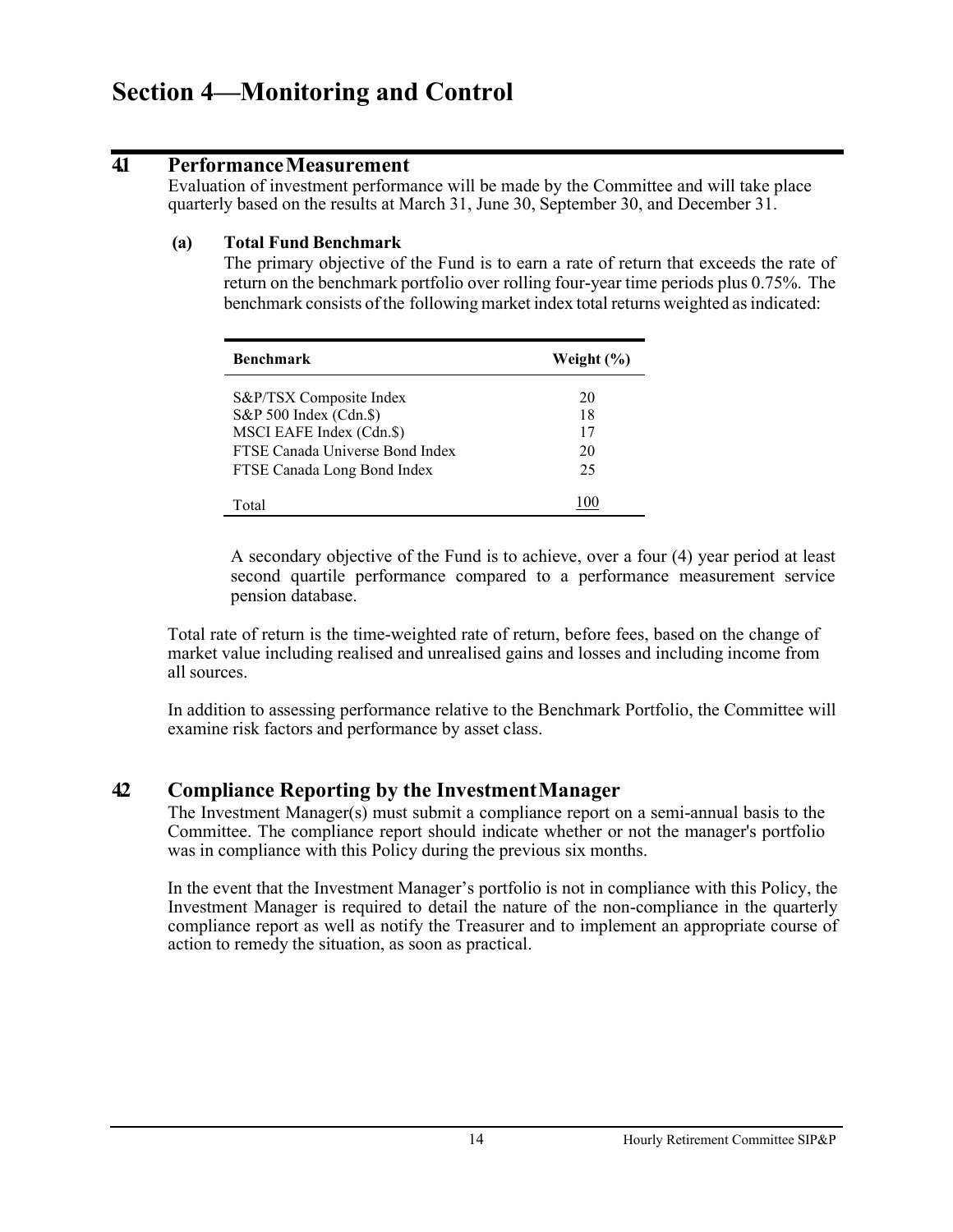# Section 4—Monitoring and Control

## 4.1 Performance Measurement

Evaluation of investment performance will be made by the Committee and will take place quarterly based on the results at March 31, June 30, September 30, and December 31.

### (a) Total Fund Benchmark

The primary objective of the Fund is to earn a rate of return that exceeds the rate of return on the benchmark portfolio over rolling four-year time periods plus 0.75%. The benchmark consists of the following market index total returns weighted as indicated:

| Benchmark | Weight (%) |
|---|---|
| S&P/TSX Composite Index | 20 |
| S&P 500 Index (Cdn.$) | 18 |
| MSCI EAFE Index (Cdn.$) | 17 |
| FTSE Canada Universe Bond Index | 20 |
| FTSE Canada Long Bond Index | 25 |
| Total | 100 |

A secondary objective of the Fund is to achieve, over a four (4) year period at least second quartile performance compared to a performance measurement service pension database.

Total rate of return is the time-weighted rate of return, before fees, based on the change of market value including realised and unrealised gains and losses and including income from all sources.

In addition to assessing performance relative to the Benchmark Portfolio, the Committee will examine risk factors and performance by asset class.

## 4.2 Compliance Reporting by the Investment Manager

The Investment Manager(s) must submit a compliance report on a semi-annual basis to the Committee. The compliance report should indicate whether or not the manager's portfolio was in compliance with this Policy during the previous six months.

In the event that the Investment Manager's portfolio is not in compliance with this Policy, the Investment Manager is required to detail the nature of the non-compliance in the quarterly compliance report as well as notify the Treasurer and to implement an appropriate course of action to remedy the situation, as soon as practical.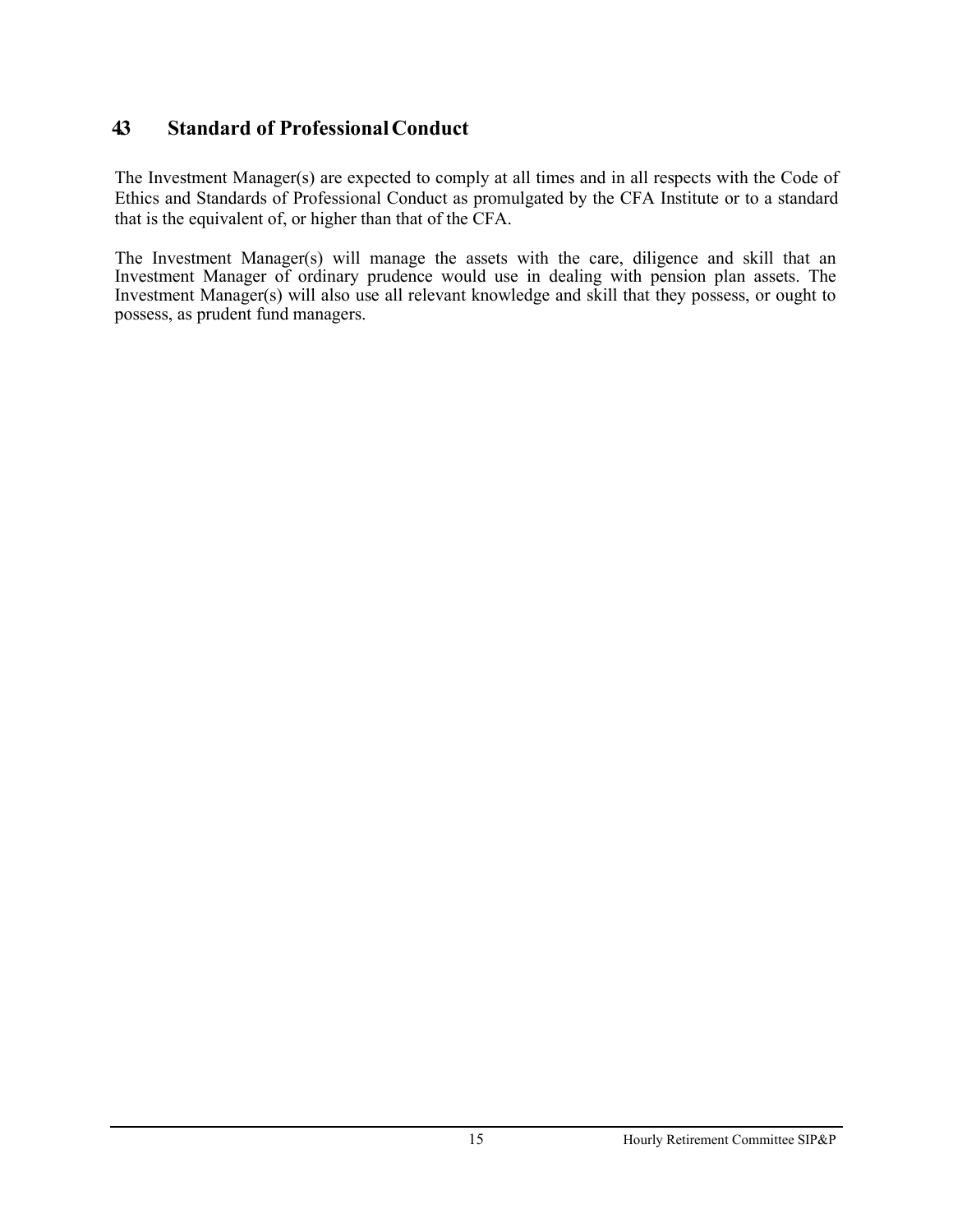## 43 Standard of Professional Conduct

The Investment Manager(s) are expected to comply at all times and in all respects with the Code of Ethics and Standards of Professional Conduct as promulgated by the CFA Institute or to a standard that is the equivalent of, or higher than that of the CFA.

The Investment Manager(s) will manage the assets with the care, diligence and skill that an Investment Manager of ordinary prudence would use in dealing with pension plan assets. The Investment Manager(s) will also use all relevant knowledge and skill that they possess, or ought to possess, as prudent fund managers.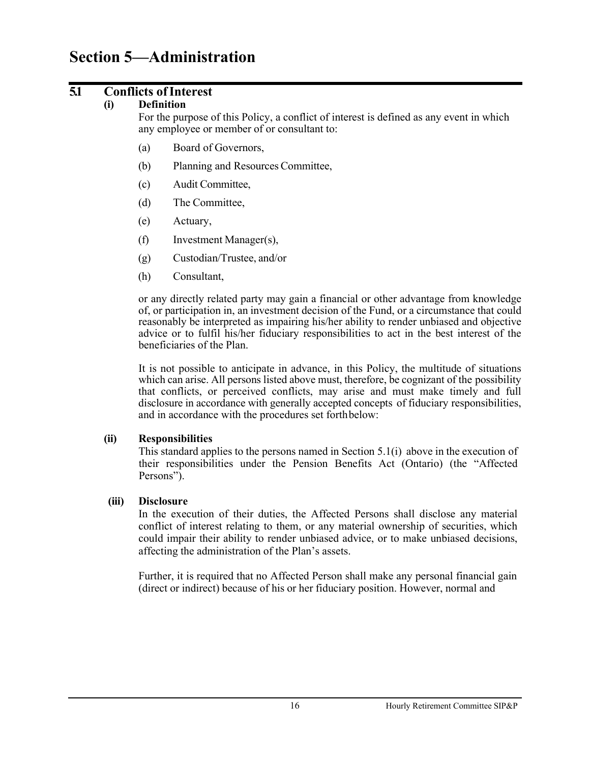# Section 5—Administration

## 5.1 Conflicts of Interest

### (i) Definition

For the purpose of this Policy, a conflict of interest is defined as any event in which any employee or member of or consultant to:

(a) Board of Governors,

(b) Planning and Resources Committee,

(c) Audit Committee,

(d) The Committee,

(e) Actuary,

(f) Investment Manager(s),

(g) Custodian/Trustee, and/or

(h) Consultant,

or any directly related party may gain a financial or other advantage from knowledge of, or participation in, an investment decision of the Fund, or a circumstance that could reasonably be interpreted as impairing his/her ability to render unbiased and objective advice or to fulfil his/her fiduciary responsibilities to act in the best interest of the beneficiaries of the Plan.

It is not possible to anticipate in advance, in this Policy, the multitude of situations which can arise. All persons listed above must, therefore, be cognizant of the possibility that conflicts, or perceived conflicts, may arise and must make timely and full disclosure in accordance with generally accepted concepts of fiduciary responsibilities, and in accordance with the procedures set forth below:

### (ii) Responsibilities

This standard applies to the persons named in Section 5.1(i) above in the execution of their responsibilities under the Pension Benefits Act (Ontario) (the "Affected Persons").

### (iii) Disclosure

In the execution of their duties, the Affected Persons shall disclose any material conflict of interest relating to them, or any material ownership of securities, which could impair their ability to render unbiased advice, or to make unbiased decisions, affecting the administration of the Plan's assets.

Further, it is required that no Affected Person shall make any personal financial gain (direct or indirect) because of his or her fiduciary position. However, normal and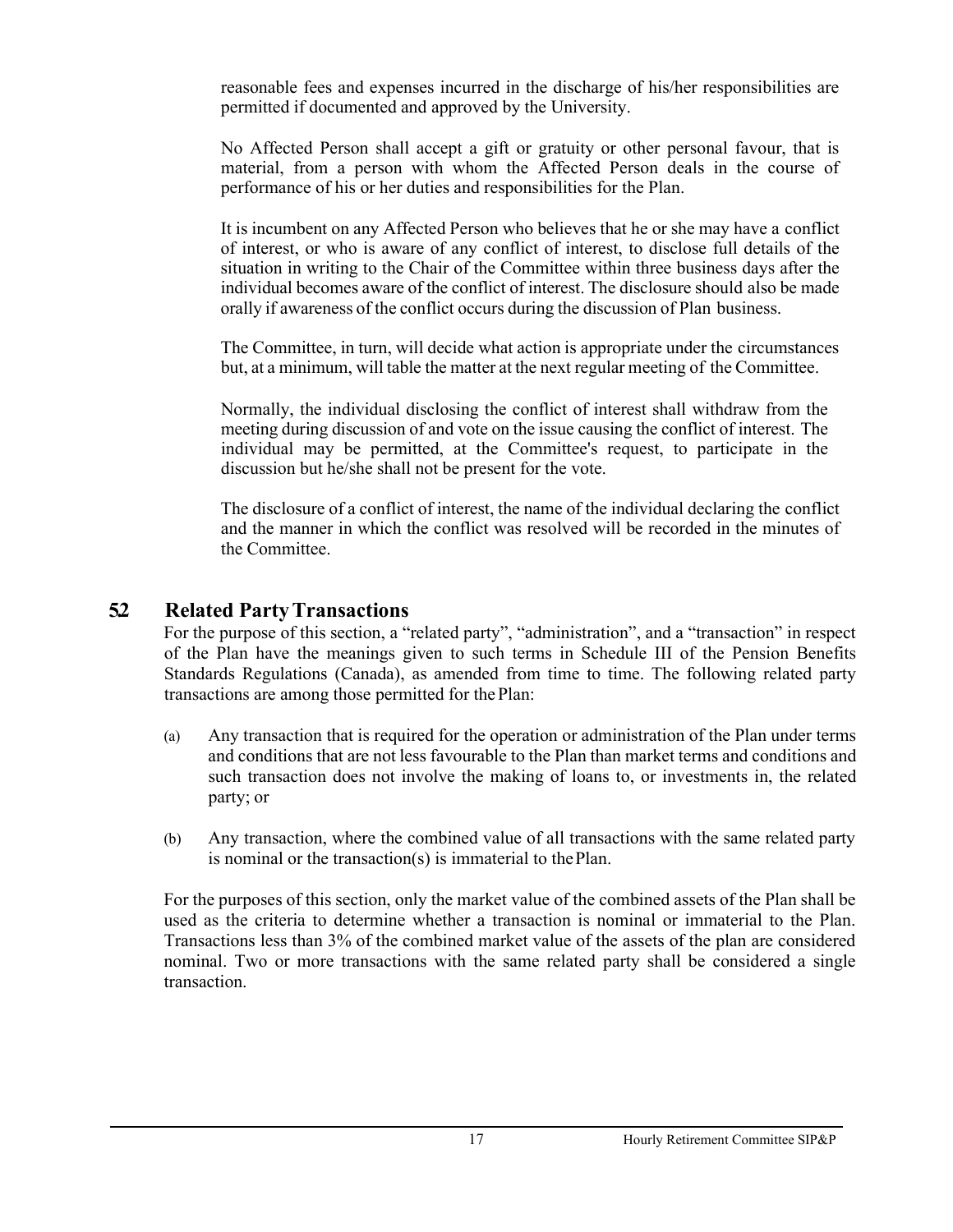reasonable fees and expenses incurred in the discharge of his/her responsibilities are permitted if documented and approved by the University.

No Affected Person shall accept a gift or gratuity or other personal favour, that is material, from a person with whom the Affected Person deals in the course of performance of his or her duties and responsibilities for the Plan.

It is incumbent on any Affected Person who believes that he or she may have a conflict of interest, or who is aware of any conflict of interest, to disclose full details of the situation in writing to the Chair of the Committee within three business days after the individual becomes aware of the conflict of interest. The disclosure should also be made orally if awareness of the conflict occurs during the discussion of Plan business.

The Committee, in turn, will decide what action is appropriate under the circumstances but, at a minimum, will table the matter at the next regular meeting of the Committee.

Normally, the individual disclosing the conflict of interest shall withdraw from the meeting during discussion of and vote on the issue causing the conflict of interest. The individual may be permitted, at the Committee's request, to participate in the discussion but he/she shall not be present for the vote.

The disclosure of a conflict of interest, the name of the individual declaring the conflict and the manner in which the conflict was resolved will be recorded in the minutes of the Committee.

## 5.2 Related Party Transactions

For the purpose of this section, a "related party", "administration", and a "transaction" in respect of the Plan have the meanings given to such terms in Schedule III of the Pension Benefits Standards Regulations (Canada), as amended from time to time. The following related party transactions are among those permitted for the Plan:

(a) Any transaction that is required for the operation or administration of the Plan under terms and conditions that are not less favourable to the Plan than market terms and conditions and such transaction does not involve the making of loans to, or investments in, the related party; or

(b) Any transaction, where the combined value of all transactions with the same related party is nominal or the transaction(s) is immaterial to the Plan.

For the purposes of this section, only the market value of the combined assets of the Plan shall be used as the criteria to determine whether a transaction is nominal or immaterial to the Plan. Transactions less than 3% of the combined market value of the assets of the plan are considered nominal. Two or more transactions with the same related party shall be considered a single transaction.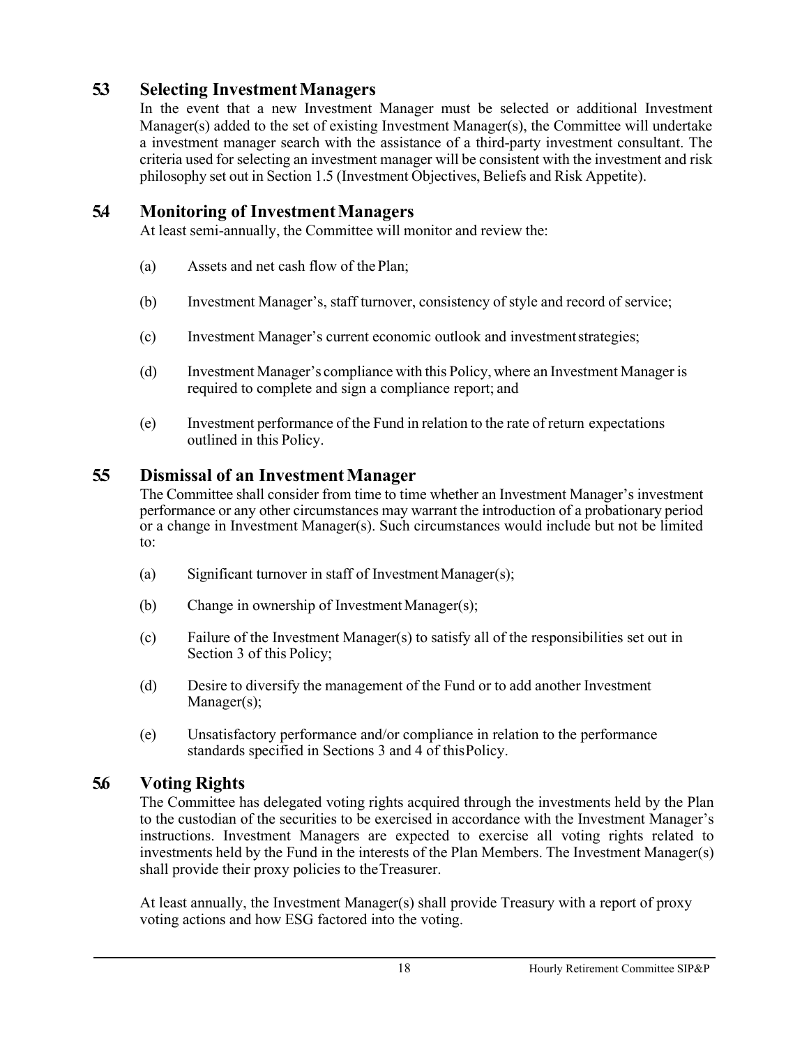## 5.3 Selecting Investment Managers

In the event that a new Investment Manager must be selected or additional Investment Manager(s) added to the set of existing Investment Manager(s), the Committee will undertake a investment manager search with the assistance of a third-party investment consultant. The criteria used for selecting an investment manager will be consistent with the investment and risk philosophy set out in Section 1.5 (Investment Objectives, Beliefs and Risk Appetite).

## 5.4 Monitoring of Investment Managers

At least semi-annually, the Committee will monitor and review the:

(a) Assets and net cash flow of the Plan;

(b) Investment Manager's, staff turnover, consistency of style and record of service;

(c) Investment Manager's current economic outlook and investment strategies;

(d) Investment Manager's compliance with this Policy, where an Investment Manager is required to complete and sign a compliance report; and

(e) Investment performance of the Fund in relation to the rate of return expectations outlined in this Policy.

## 5.5 Dismissal of an Investment Manager

The Committee shall consider from time to time whether an Investment Manager's investment performance or any other circumstances may warrant the introduction of a probationary period or a change in Investment Manager(s). Such circumstances would include but not be limited to:

(a) Significant turnover in staff of Investment Manager(s);

(b) Change in ownership of Investment Manager(s);

(c) Failure of the Investment Manager(s) to satisfy all of the responsibilities set out in Section 3 of this Policy;

(d) Desire to diversify the management of the Fund or to add another Investment Manager(s);

(e) Unsatisfactory performance and/or compliance in relation to the performance standards specified in Sections 3 and 4 of this Policy.

## 5.6 Voting Rights

The Committee has delegated voting rights acquired through the investments held by the Plan to the custodian of the securities to be exercised in accordance with the Investment Manager's instructions. Investment Managers are expected to exercise all voting rights related to investments held by the Fund in the interests of the Plan Members. The Investment Manager(s) shall provide their proxy policies to the Treasurer.

At least annually, the Investment Manager(s) shall provide Treasury with a report of proxy voting actions and how ESG factored into the voting.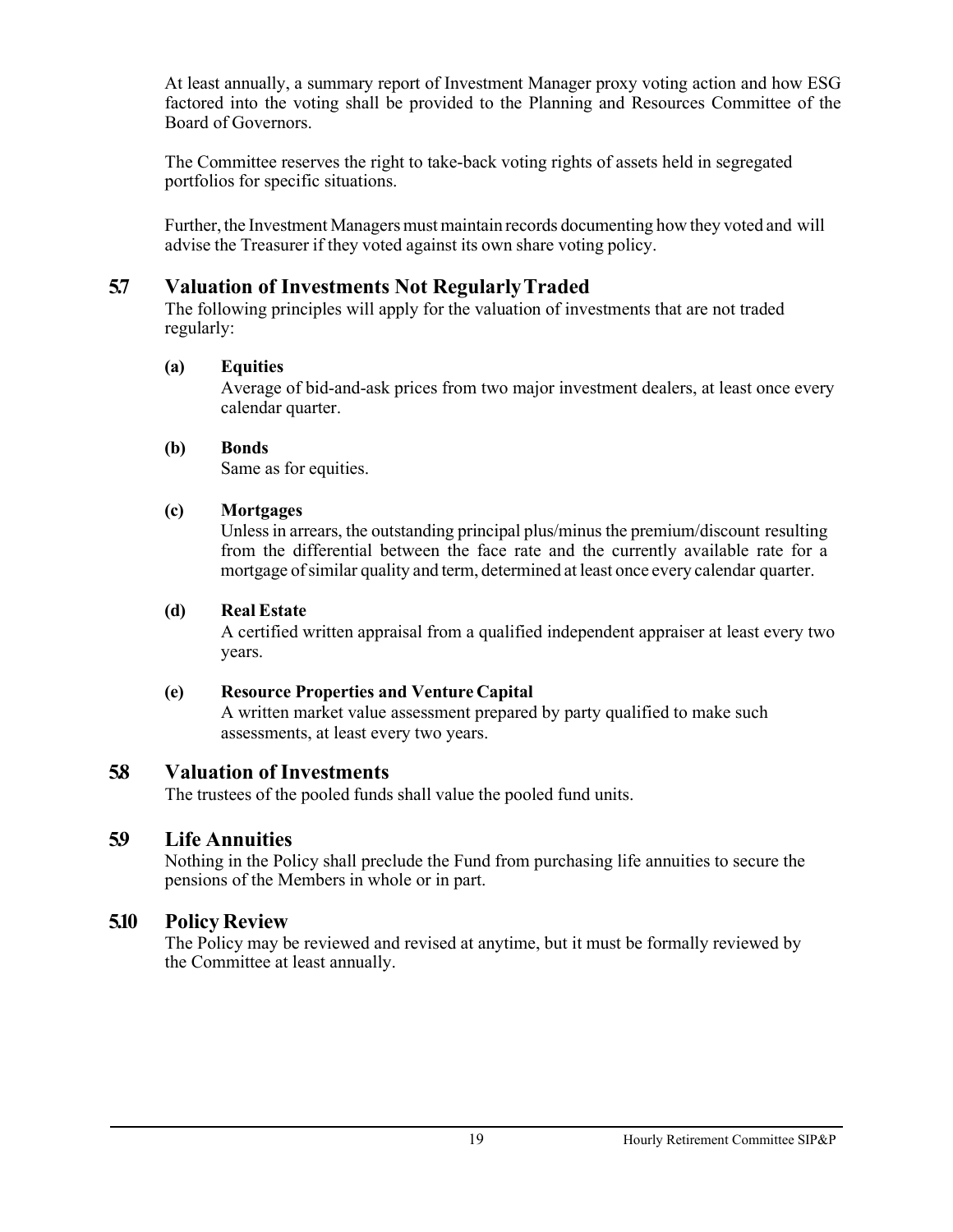At least annually, a summary report of Investment Manager proxy voting action and how ESG factored into the voting shall be provided to the Planning and Resources Committee of the Board of Governors.

The Committee reserves the right to take-back voting rights of assets held in segregated portfolios for specific situations.

Further, the Investment Managers must maintain records documenting how they voted and will advise the Treasurer if they voted against its own share voting policy.

## 5.7 Valuation of Investments Not Regularly Traded

The following principles will apply for the valuation of investments that are not traded regularly:

**(a) Equities**
Average of bid-and-ask prices from two major investment dealers, at least once every calendar quarter.

**(b) Bonds**
Same as for equities.

**(c) Mortgages**
Unless in arrears, the outstanding principal plus/minus the premium/discount resulting from the differential between the face rate and the currently available rate for a mortgage of similar quality and term, determined at least once every calendar quarter.

**(d) Real Estate**
A certified written appraisal from a qualified independent appraiser at least every two years.

**(e) Resource Properties and Venture Capital**
A written market value assessment prepared by party qualified to make such assessments, at least every two years.

## 5.8 Valuation of Investments

The trustees of the pooled funds shall value the pooled fund units.

## 5.9 Life Annuities

Nothing in the Policy shall preclude the Fund from purchasing life annuities to secure the pensions of the Members in whole or in part.

## 5.10 Policy Review

The Policy may be reviewed and revised at anytime, but it must be formally reviewed by the Committee at least annually.